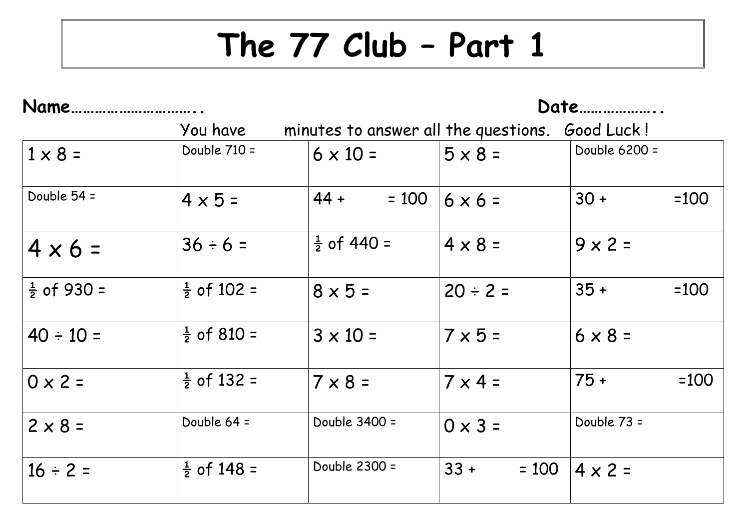# The 77 Club – Part 1

**Name…………………………..** **Date………………..**

You have minutes to answer all the questions. Good Luck !

| | | | | |
|---|---|---|---|---|
| 1 x 8 = | Double 710 = | 6 x 10 = | 5 x 8 = | Double 6200 = |
| Double 54 = | 4 x 5 = | 44 + = 100 | 6 x 6 = | 30 + =100 |
| 4 x 6 = | 36 ÷ 6 = | ½ of 440 = | 4 x 8 = | 9 x 2 = |
| ½ of 930 = | ½ of 102 = | 8 x 5 = | 20 ÷ 2 = | 35 + =100 |
| 40 ÷ 10 = | ½ of 810 = | 3 x 10 = | 7 x 5 = | 6 x 8 = |
| 0 x 2 = | ½ of 132 = | 7 x 8 = | 7 x 4 = | 75 + =100 |
| 2 x 8 = | Double 64 = | Double 3400 = | 0 x 3 = | Double 73 = |
| 16 ÷ 2 = | ½ of 148 = | Double 2300 = | 33 + = 100 | 4 x 2 = |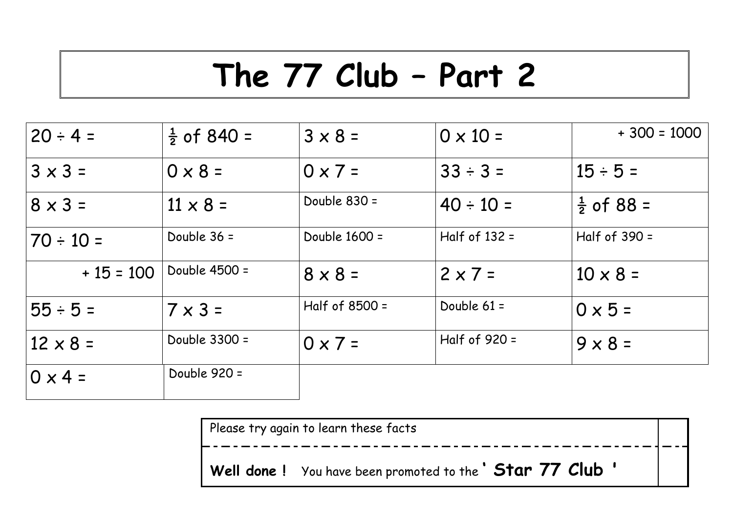# The 77 Club – Part 2

| | | | | |
|---|---|---|---|---|
| 20 ÷ 4 = | ½ of 840 = | 3 x 8 = | 0 x 10 = | + 300 = 1000 |
| 3 x 3 = | 0 x 8 = | 0 x 7 = | 33 ÷ 3 = | 15 ÷ 5 = |
| 8 x 3 = | 11 x 8 = | Double 830 = | 40 ÷ 10 = | ½ of 88 = |
| 70 ÷ 10 = | Double 36 = | Double 1600 = | Half of 132 = | Half of 390 = |
| + 15 = 100 | Double 4500 = | 8 x 8 = | 2 x 7 = | 10 x 8 = |
| 55 ÷ 5 = | 7 x 3 = | Half of 8500 = | Double 61 = | 0 x 5 = |
| 12 x 8 = | Double 3300 = | 0 x 7 = | Half of 920 = | 9 x 8 = |
| 0 x 4 = | Double 920 = | | | |

| | |
|---|---|
| Please try again to learn these facts | |
| **Well done !** You have been promoted to the **' Star 77 Club '** | |